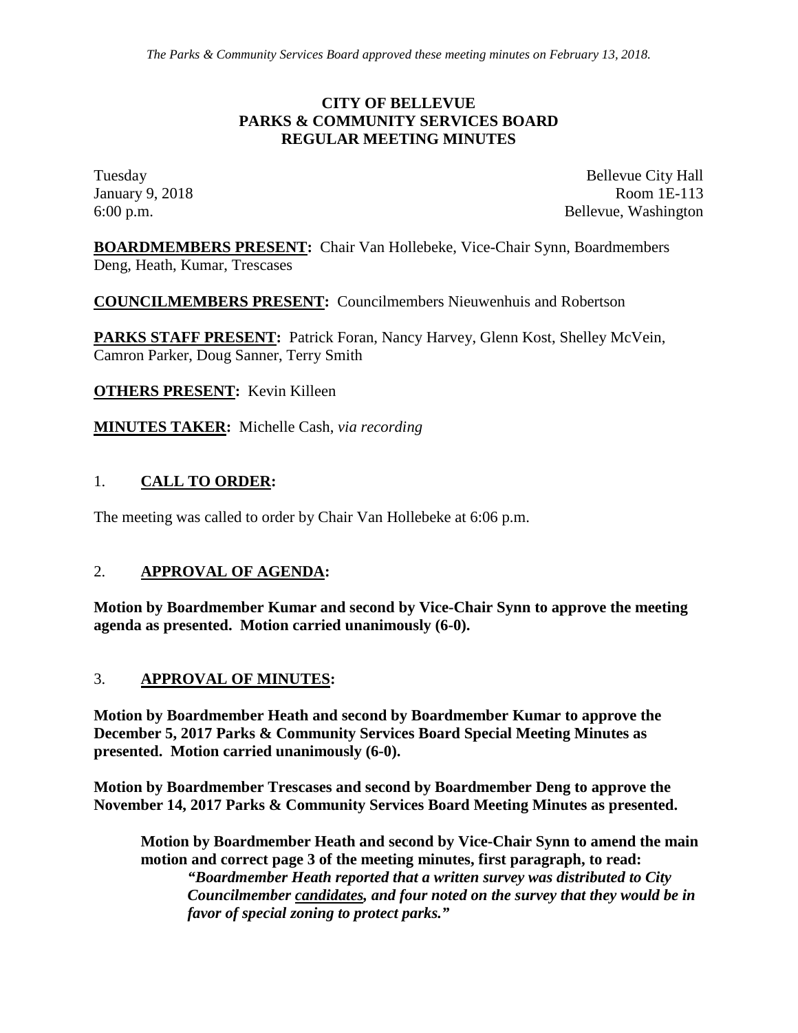*The Parks & Community Services Board approved these meeting minutes on February 13, 2018.*

**CITY OF BELLEVUE**
**PARKS & COMMUNITY SERVICES BOARD**
**REGULAR MEETING MINUTES**

Tuesday
January 9, 2018
6:00 p.m.

Bellevue City Hall
Room 1E-113
Bellevue, Washington

**BOARDMEMBERS PRESENT:** Chair Van Hollebeke, Vice-Chair Synn, Boardmembers Deng, Heath, Kumar, Trescases

**COUNCILMEMBERS PRESENT:** Councilmembers Nieuwenhuis and Robertson

**PARKS STAFF PRESENT:** Patrick Foran, Nancy Harvey, Glenn Kost, Shelley McVein, Camron Parker, Doug Sanner, Terry Smith

**OTHERS PRESENT:** Kevin Killeen

**MINUTES TAKER:** Michelle Cash, *via recording*

## 1. CALL TO ORDER:

The meeting was called to order by Chair Van Hollebeke at 6:06 p.m.

## 2. APPROVAL OF AGENDA:

**Motion by Boardmember Kumar and second by Vice-Chair Synn to approve the meeting agenda as presented. Motion carried unanimously (6-0).**

## 3. APPROVAL OF MINUTES:

**Motion by Boardmember Heath and second by Boardmember Kumar to approve the December 5, 2017 Parks & Community Services Board Special Meeting Minutes as presented. Motion carried unanimously (6-0).**

**Motion by Boardmember Trescases and second by Boardmember Deng to approve the November 14, 2017 Parks & Community Services Board Meeting Minutes as presented.**

> **Motion by Boardmember Heath and second by Vice-Chair Synn to amend the main motion and correct page 3 of the meeting minutes, first paragraph, to read:**
>
> ***"Boardmember Heath reported that a written survey was distributed to City Councilmember <u>candidates</u>, and four noted on the survey that they would be in favor of special zoning to protect parks."***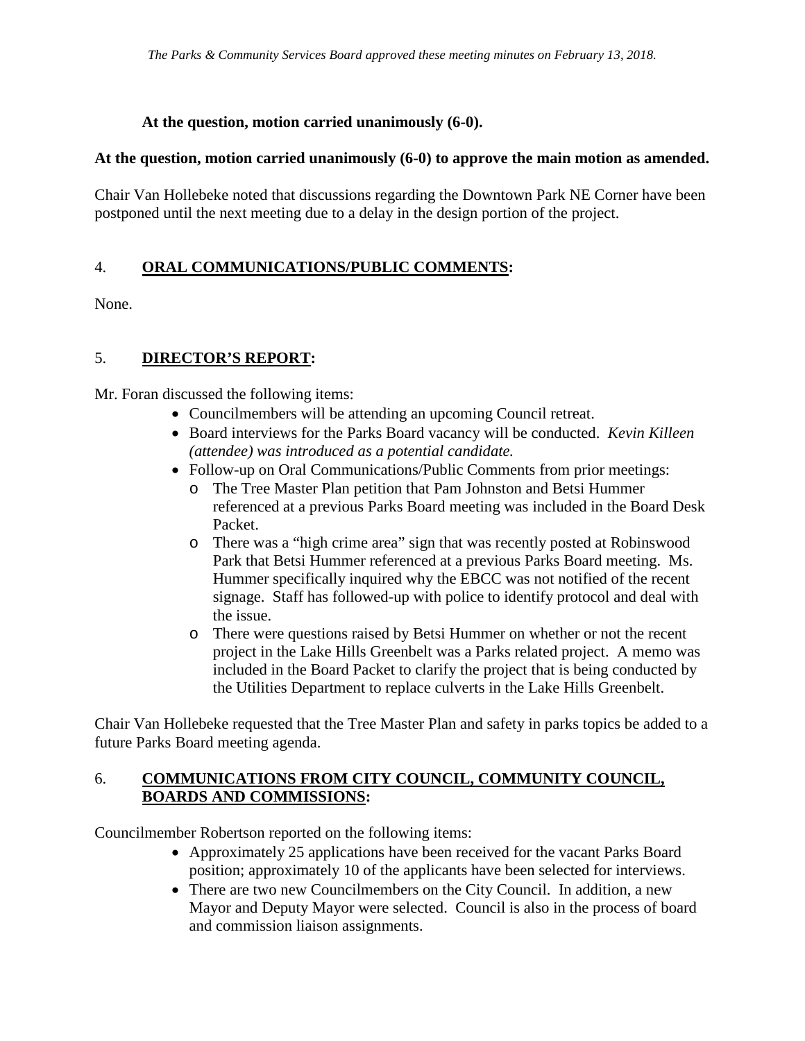*The Parks & Community Services Board approved these meeting minutes on February 13, 2018.*

**At the question, motion carried unanimously (6-0).**

**At the question, motion carried unanimously (6-0) to approve the main motion as amended.**

Chair Van Hollebeke noted that discussions regarding the Downtown Park NE Corner have been postponed until the next meeting due to a delay in the design portion of the project.

## 4. **ORAL COMMUNICATIONS/PUBLIC COMMENTS:**

None.

## 5. **DIRECTOR'S REPORT:**

Mr. Foran discussed the following items:

- Councilmembers will be attending an upcoming Council retreat.
- Board interviews for the Parks Board vacancy will be conducted. *Kevin Killeen (attendee) was introduced as a potential candidate.*
- Follow-up on Oral Communications/Public Comments from prior meetings:
  - The Tree Master Plan petition that Pam Johnston and Betsi Hummer referenced at a previous Parks Board meeting was included in the Board Desk Packet.
  - There was a "high crime area" sign that was recently posted at Robinswood Park that Betsi Hummer referenced at a previous Parks Board meeting. Ms. Hummer specifically inquired why the EBCC was not notified of the recent signage. Staff has followed-up with police to identify protocol and deal with the issue.
  - There were questions raised by Betsi Hummer on whether or not the recent project in the Lake Hills Greenbelt was a Parks related project. A memo was included in the Board Packet to clarify the project that is being conducted by the Utilities Department to replace culverts in the Lake Hills Greenbelt.

Chair Van Hollebeke requested that the Tree Master Plan and safety in parks topics be added to a future Parks Board meeting agenda.

## 6. **COMMUNICATIONS FROM CITY COUNCIL, COMMUNITY COUNCIL, BOARDS AND COMMISSIONS:**

Councilmember Robertson reported on the following items:

- Approximately 25 applications have been received for the vacant Parks Board position; approximately 10 of the applicants have been selected for interviews.
- There are two new Councilmembers on the City Council. In addition, a new Mayor and Deputy Mayor were selected. Council is also in the process of board and commission liaison assignments.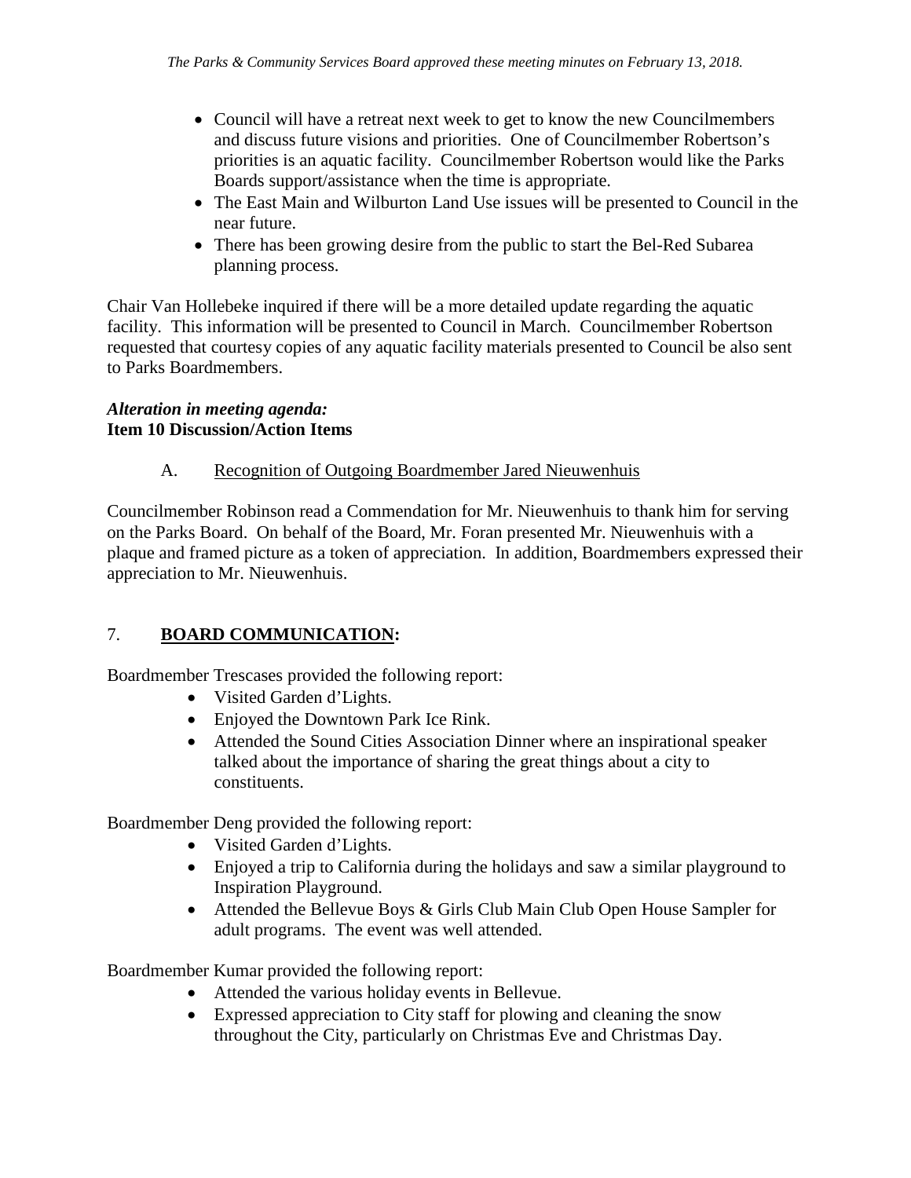- Council will have a retreat next week to get to know the new Councilmembers and discuss future visions and priorities. One of Councilmember Robertson's priorities is an aquatic facility. Councilmember Robertson would like the Parks Boards support/assistance when the time is appropriate.
- The East Main and Wilburton Land Use issues will be presented to Council in the near future.
- There has been growing desire from the public to start the Bel-Red Subarea planning process.

Chair Van Hollebeke inquired if there will be a more detailed update regarding the aquatic facility. This information will be presented to Council in March. Councilmember Robertson requested that courtesy copies of any aquatic facility materials presented to Council be also sent to Parks Boardmembers.

***Alteration in meeting agenda:***
**Item 10 Discussion/Action Items**

A. <u>Recognition of Outgoing Boardmember Jared Nieuwenhuis</u>

Councilmember Robinson read a Commendation for Mr. Nieuwenhuis to thank him for serving on the Parks Board. On behalf of the Board, Mr. Foran presented Mr. Nieuwenhuis with a plaque and framed picture as a token of appreciation. In addition, Boardmembers expressed their appreciation to Mr. Nieuwenhuis.

## 7. **<u>BOARD COMMUNICATION</u>:**

Boardmember Trescases provided the following report:

- Visited Garden d'Lights.
- Enjoyed the Downtown Park Ice Rink.
- Attended the Sound Cities Association Dinner where an inspirational speaker talked about the importance of sharing the great things about a city to constituents.

Boardmember Deng provided the following report:

- Visited Garden d'Lights.
- Enjoyed a trip to California during the holidays and saw a similar playground to Inspiration Playground.
- Attended the Bellevue Boys & Girls Club Main Club Open House Sampler for adult programs. The event was well attended.

Boardmember Kumar provided the following report:

- Attended the various holiday events in Bellevue.
- Expressed appreciation to City staff for plowing and cleaning the snow throughout the City, particularly on Christmas Eve and Christmas Day.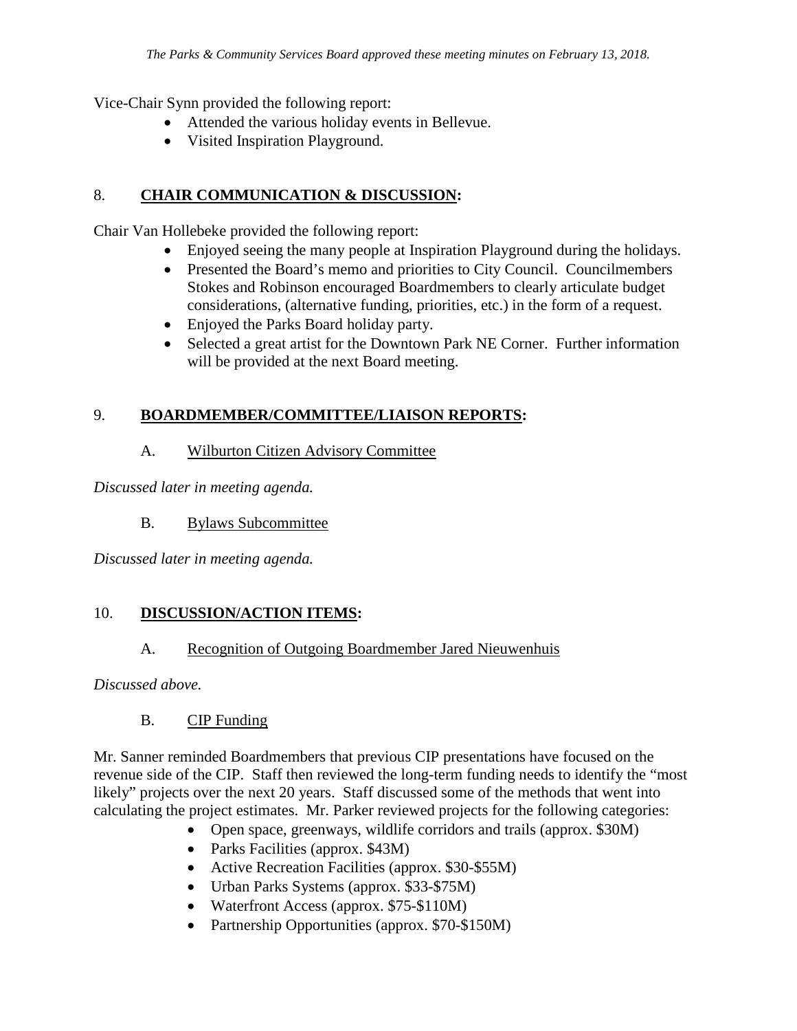Vice-Chair Synn provided the following report:

- Attended the various holiday events in Bellevue.
- Visited Inspiration Playground.

## 8. **CHAIR COMMUNICATION & DISCUSSION:**

Chair Van Hollebeke provided the following report:

- Enjoyed seeing the many people at Inspiration Playground during the holidays.
- Presented the Board's memo and priorities to City Council. Councilmembers Stokes and Robinson encouraged Boardmembers to clearly articulate budget considerations, (alternative funding, priorities, etc.) in the form of a request.
- Enjoyed the Parks Board holiday party.
- Selected a great artist for the Downtown Park NE Corner. Further information will be provided at the next Board meeting.

## 9. **BOARDMEMBER/COMMITTEE/LIAISON REPORTS:**

### A. Wilburton Citizen Advisory Committee

*Discussed later in meeting agenda.*

### B. Bylaws Subcommittee

*Discussed later in meeting agenda.*

## 10. **DISCUSSION/ACTION ITEMS:**

### A. Recognition of Outgoing Boardmember Jared Nieuwenhuis

*Discussed above.*

### B. CIP Funding

Mr. Sanner reminded Boardmembers that previous CIP presentations have focused on the revenue side of the CIP. Staff then reviewed the long-term funding needs to identify the "most likely" projects over the next 20 years. Staff discussed some of the methods that went into calculating the project estimates. Mr. Parker reviewed projects for the following categories:

- Open space, greenways, wildlife corridors and trails (approx. $30M)
- Parks Facilities (approx. $43M)
- Active Recreation Facilities (approx. $30-$55M)
- Urban Parks Systems (approx. $33-$75M)
- Waterfront Access (approx. $75-$110M)
- Partnership Opportunities (approx. $70-$150M)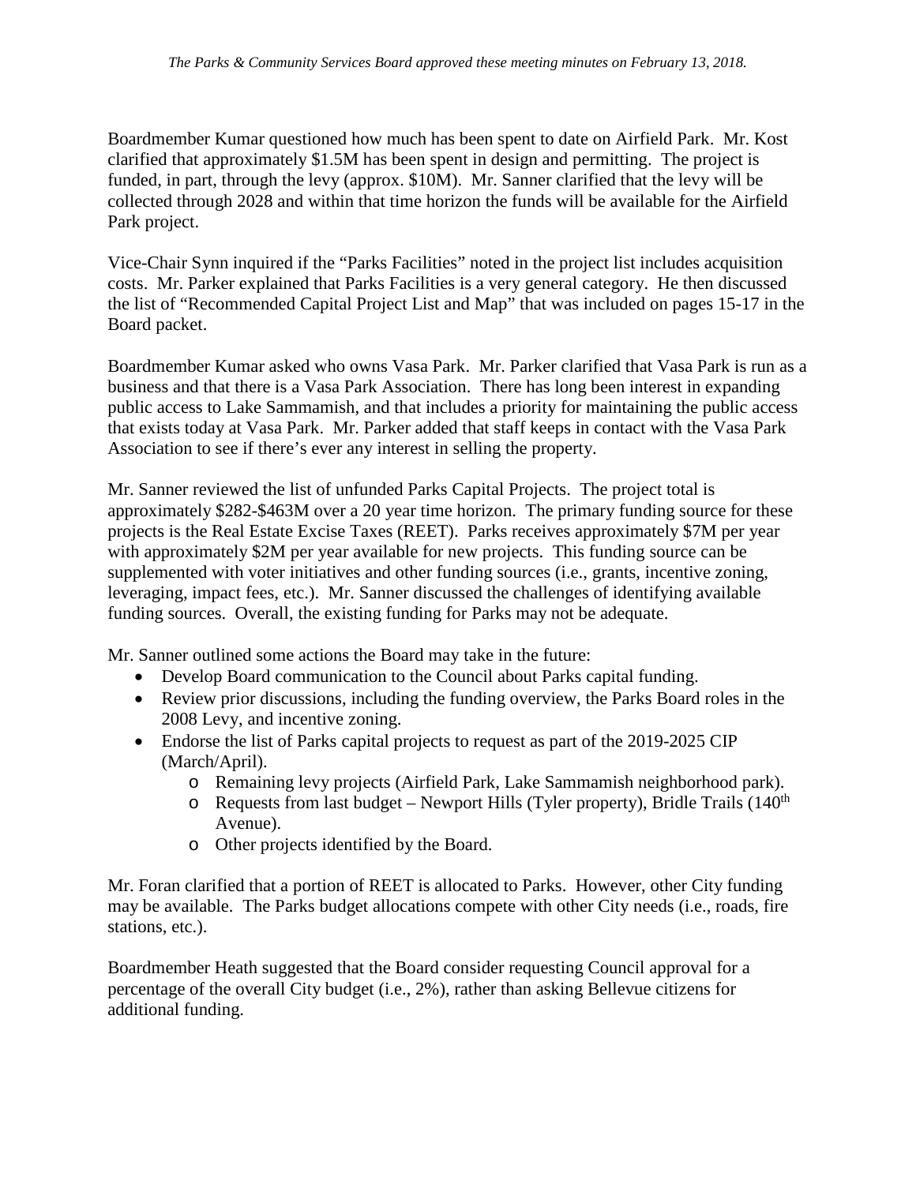Boardmember Kumar questioned how much has been spent to date on Airfield Park. Mr. Kost clarified that approximately $1.5M has been spent in design and permitting. The project is funded, in part, through the levy (approx. $10M). Mr. Sanner clarified that the levy will be collected through 2028 and within that time horizon the funds will be available for the Airfield Park project.

Vice-Chair Synn inquired if the "Parks Facilities" noted in the project list includes acquisition costs. Mr. Parker explained that Parks Facilities is a very general category. He then discussed the list of "Recommended Capital Project List and Map" that was included on pages 15-17 in the Board packet.

Boardmember Kumar asked who owns Vasa Park. Mr. Parker clarified that Vasa Park is run as a business and that there is a Vasa Park Association. There has long been interest in expanding public access to Lake Sammamish, and that includes a priority for maintaining the public access that exists today at Vasa Park. Mr. Parker added that staff keeps in contact with the Vasa Park Association to see if there's ever any interest in selling the property.

Mr. Sanner reviewed the list of unfunded Parks Capital Projects. The project total is approximately $282-$463M over a 20 year time horizon. The primary funding source for these projects is the Real Estate Excise Taxes (REET). Parks receives approximately $7M per year with approximately $2M per year available for new projects. This funding source can be supplemented with voter initiatives and other funding sources (i.e., grants, incentive zoning, leveraging, impact fees, etc.). Mr. Sanner discussed the challenges of identifying available funding sources. Overall, the existing funding for Parks may not be adequate.

Mr. Sanner outlined some actions the Board may take in the future:

- Develop Board communication to the Council about Parks capital funding.
- Review prior discussions, including the funding overview, the Parks Board roles in the 2008 Levy, and incentive zoning.
- Endorse the list of Parks capital projects to request as part of the 2019-2025 CIP (March/April).
    - Remaining levy projects (Airfield Park, Lake Sammamish neighborhood park).
    - Requests from last budget – Newport Hills (Tyler property), Bridle Trails (140th Avenue).
    - Other projects identified by the Board.

Mr. Foran clarified that a portion of REET is allocated to Parks. However, other City funding may be available. The Parks budget allocations compete with other City needs (i.e., roads, fire stations, etc.).

Boardmember Heath suggested that the Board consider requesting Council approval for a percentage of the overall City budget (i.e., 2%), rather than asking Bellevue citizens for additional funding.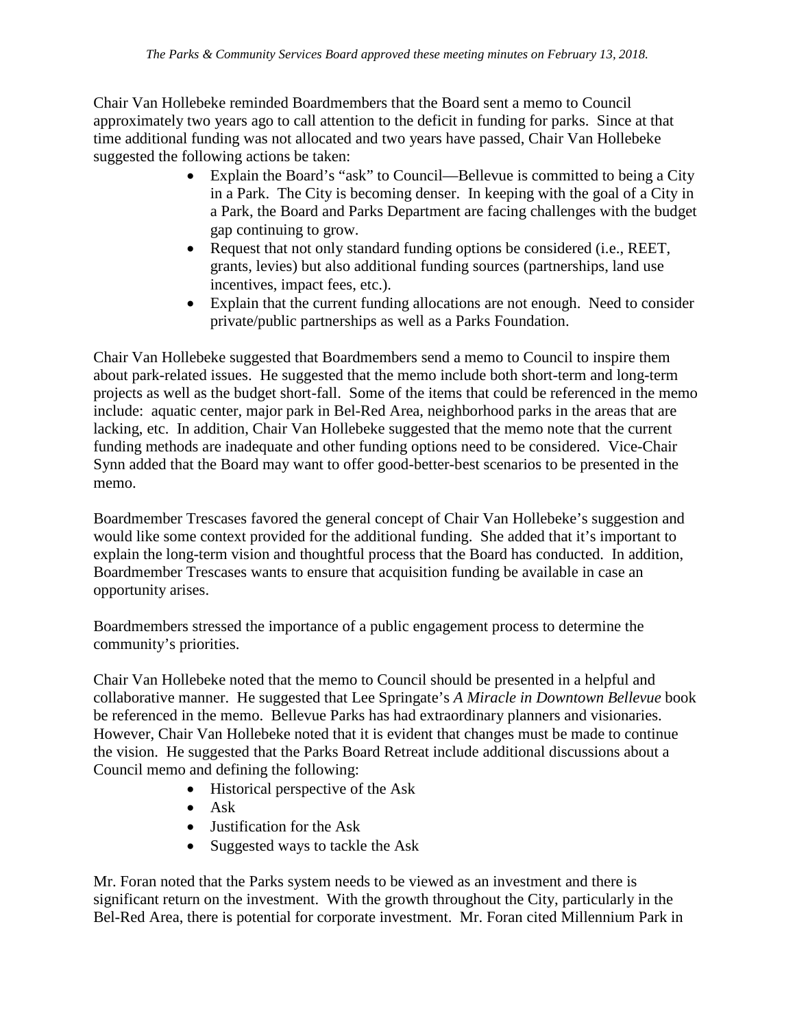Chair Van Hollebeke reminded Boardmembers that the Board sent a memo to Council approximately two years ago to call attention to the deficit in funding for parks. Since at that time additional funding was not allocated and two years have passed, Chair Van Hollebeke suggested the following actions be taken:

- Explain the Board's "ask" to Council—Bellevue is committed to being a City in a Park. The City is becoming denser. In keeping with the goal of a City in a Park, the Board and Parks Department are facing challenges with the budget gap continuing to grow.
- Request that not only standard funding options be considered (i.e., REET, grants, levies) but also additional funding sources (partnerships, land use incentives, impact fees, etc.).
- Explain that the current funding allocations are not enough. Need to consider private/public partnerships as well as a Parks Foundation.

Chair Van Hollebeke suggested that Boardmembers send a memo to Council to inspire them about park-related issues. He suggested that the memo include both short-term and long-term projects as well as the budget short-fall. Some of the items that could be referenced in the memo include: aquatic center, major park in Bel-Red Area, neighborhood parks in the areas that are lacking, etc. In addition, Chair Van Hollebeke suggested that the memo note that the current funding methods are inadequate and other funding options need to be considered. Vice-Chair Synn added that the Board may want to offer good-better-best scenarios to be presented in the memo.

Boardmember Trescases favored the general concept of Chair Van Hollebeke's suggestion and would like some context provided for the additional funding. She added that it's important to explain the long-term vision and thoughtful process that the Board has conducted. In addition, Boardmember Trescases wants to ensure that acquisition funding be available in case an opportunity arises.

Boardmembers stressed the importance of a public engagement process to determine the community's priorities.

Chair Van Hollebeke noted that the memo to Council should be presented in a helpful and collaborative manner. He suggested that Lee Springate's *A Miracle in Downtown Bellevue* book be referenced in the memo. Bellevue Parks has had extraordinary planners and visionaries. However, Chair Van Hollebeke noted that it is evident that changes must be made to continue the vision. He suggested that the Parks Board Retreat include additional discussions about a Council memo and defining the following:

- Historical perspective of the Ask
- Ask
- Justification for the Ask
- Suggested ways to tackle the Ask

Mr. Foran noted that the Parks system needs to be viewed as an investment and there is significant return on the investment. With the growth throughout the City, particularly in the Bel-Red Area, there is potential for corporate investment. Mr. Foran cited Millennium Park in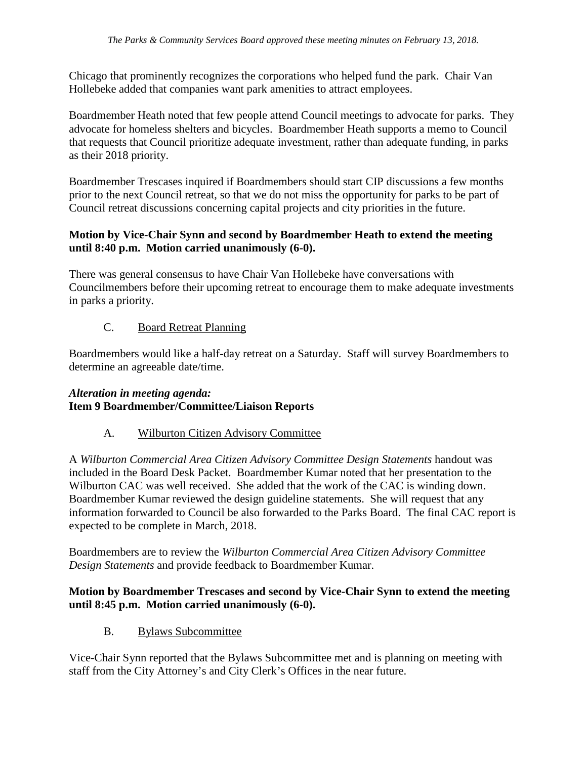Chicago that prominently recognizes the corporations who helped fund the park. Chair Van Hollebeke added that companies want park amenities to attract employees.

Boardmember Heath noted that few people attend Council meetings to advocate for parks. They advocate for homeless shelters and bicycles. Boardmember Heath supports a memo to Council that requests that Council prioritize adequate investment, rather than adequate funding, in parks as their 2018 priority.

Boardmember Trescases inquired if Boardmembers should start CIP discussions a few months prior to the next Council retreat, so that we do not miss the opportunity for parks to be part of Council retreat discussions concerning capital projects and city priorities in the future.

**Motion by Vice-Chair Synn and second by Boardmember Heath to extend the meeting until 8:40 p.m. Motion carried unanimously (6-0).**

There was general consensus to have Chair Van Hollebeke have conversations with Councilmembers before their upcoming retreat to encourage them to make adequate investments in parks a priority.

C. Board Retreat Planning

Boardmembers would like a half-day retreat on a Saturday. Staff will survey Boardmembers to determine an agreeable date/time.

***Alteration in meeting agenda:***
**Item 9 Boardmember/Committee/Liaison Reports**

A. Wilburton Citizen Advisory Committee

A *Wilburton Commercial Area Citizen Advisory Committee Design Statements* handout was included in the Board Desk Packet. Boardmember Kumar noted that her presentation to the Wilburton CAC was well received. She added that the work of the CAC is winding down. Boardmember Kumar reviewed the design guideline statements. She will request that any information forwarded to Council be also forwarded to the Parks Board. The final CAC report is expected to be complete in March, 2018.

Boardmembers are to review the *Wilburton Commercial Area Citizen Advisory Committee Design Statements* and provide feedback to Boardmember Kumar.

**Motion by Boardmember Trescases and second by Vice-Chair Synn to extend the meeting until 8:45 p.m. Motion carried unanimously (6-0).**

B. Bylaws Subcommittee

Vice-Chair Synn reported that the Bylaws Subcommittee met and is planning on meeting with staff from the City Attorney's and City Clerk's Offices in the near future.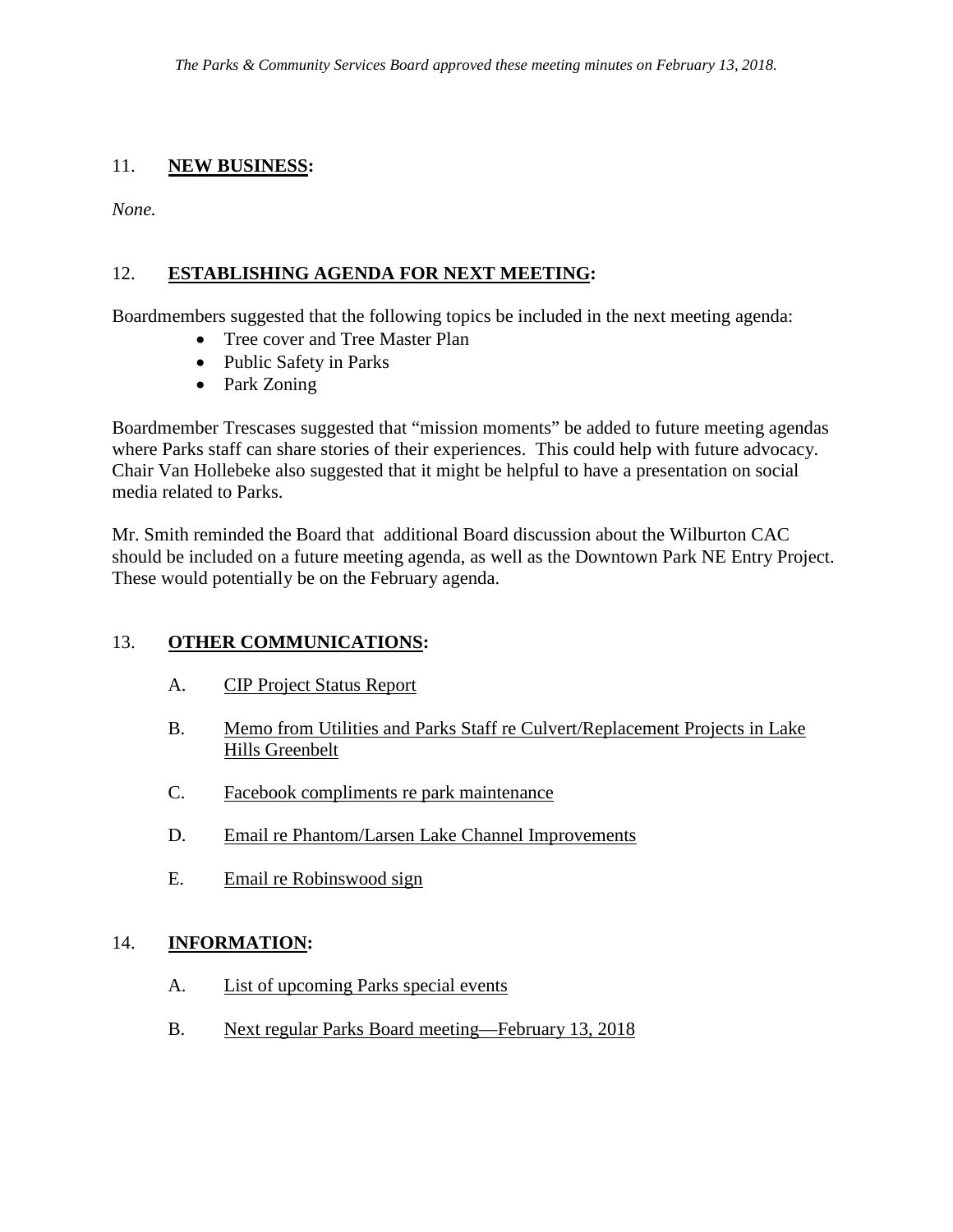*The Parks & Community Services Board approved these meeting minutes on February 13, 2018.*

## 11. **NEW BUSINESS:**

*None.*

## 12. **ESTABLISHING AGENDA FOR NEXT MEETING:**

Boardmembers suggested that the following topics be included in the next meeting agenda:

- Tree cover and Tree Master Plan
- Public Safety in Parks
- Park Zoning

Boardmember Trescases suggested that "mission moments" be added to future meeting agendas where Parks staff can share stories of their experiences. This could help with future advocacy. Chair Van Hollebeke also suggested that it might be helpful to have a presentation on social media related to Parks.

Mr. Smith reminded the Board that additional Board discussion about the Wilburton CAC should be included on a future meeting agenda, as well as the Downtown Park NE Entry Project. These would potentially be on the February agenda.

## 13. **OTHER COMMUNICATIONS:**

A. CIP Project Status Report

B. Memo from Utilities and Parks Staff re Culvert/Replacement Projects in Lake Hills Greenbelt

C. Facebook compliments re park maintenance

D. Email re Phantom/Larsen Lake Channel Improvements

E. Email re Robinswood sign

## 14. **INFORMATION:**

A. List of upcoming Parks special events

B. Next regular Parks Board meeting—February 13, 2018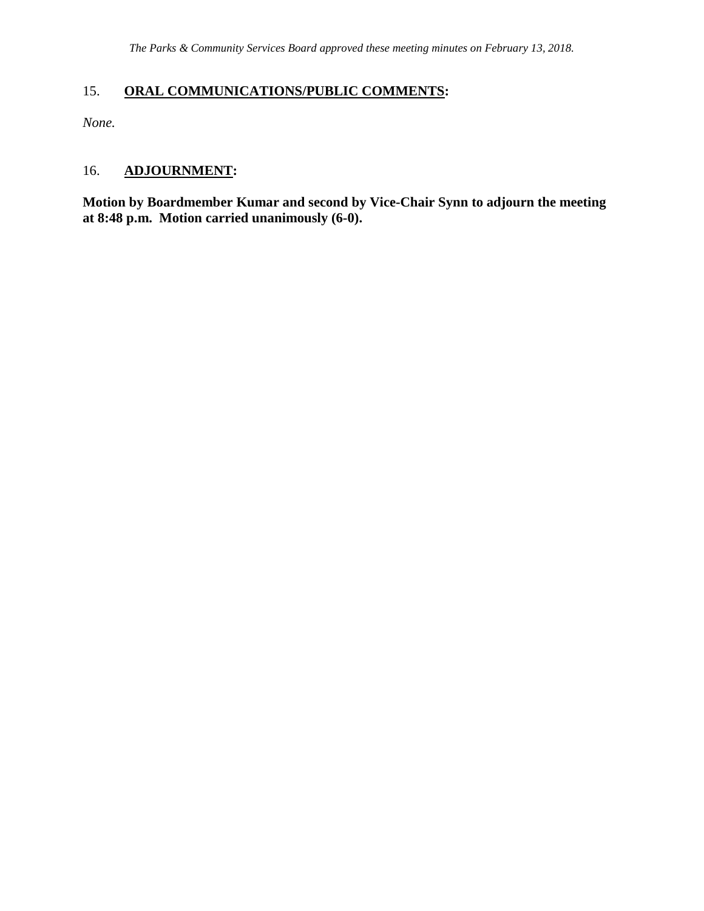15. **<u>ORAL COMMUNICATIONS/PUBLIC COMMENTS</u>:**

*None.*

16. **<u>ADJOURNMENT</u>:**

**Motion by Boardmember Kumar and second by Vice-Chair Synn to adjourn the meeting at 8:48 p.m. Motion carried unanimously (6-0).**